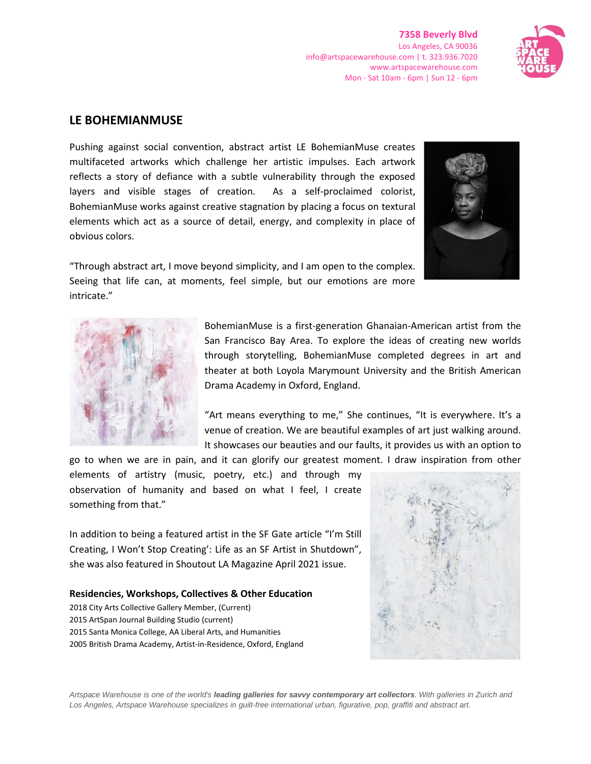**7358 Beverly Blvd**
Los Angeles, CA 90036
info@artspacewarehouse.com | t. 323.936.7020
www.artspacewarehouse.com
Mon - Sat 10am - 6pm | Sun 12 - 6pm

## LE BOHEMIANMUSE

Pushing against social convention, abstract artist LE BohemianMuse creates multifaceted artworks which challenge her artistic impulses. Each artwork reflects a story of defiance with a subtle vulnerability through the exposed layers and visible stages of creation. As a self-proclaimed colorist, BohemianMuse works against creative stagnation by placing a focus on textural elements which act as a source of detail, energy, and complexity in place of obvious colors.

"Through abstract art, I move beyond simplicity, and I am open to the complex. Seeing that life can, at moments, feel simple, but our emotions are more intricate."

BohemianMuse is a first-generation Ghanaian-American artist from the San Francisco Bay Area. To explore the ideas of creating new worlds through storytelling, BohemianMuse completed degrees in art and theater at both Loyola Marymount University and the British American Drama Academy in Oxford, England.

"Art means everything to me," She continues, "It is everywhere. It's a venue of creation. We are beautiful examples of art just walking around. It showcases our beauties and our faults, it provides us with an option to go to when we are in pain, and it can glorify our greatest moment. I draw inspiration from other elements of artistry (music, poetry, etc.) and through my observation of humanity and based on what I feel, I create something from that."

In addition to being a featured artist in the SF Gate article "I'm Still Creating, I Won't Stop Creating': Life as an SF Artist in Shutdown", she was also featured in Shoutout LA Magazine April 2021 issue.

**Residencies, Workshops, Collectives & Other Education**

2018 City Arts Collective Gallery Member, (Current)
2015 ArtSpan Journal Building Studio (current)
2015 Santa Monica College, AA Liberal Arts, and Humanities
2005 British Drama Academy, Artist-in-Residence, Oxford, England

*Artspace Warehouse is one of the world's **leading galleries for savvy contemporary art collectors**. With galleries in Zurich and Los Angeles, Artspace Warehouse specializes in guilt-free international urban, figurative, pop, graffiti and abstract art.*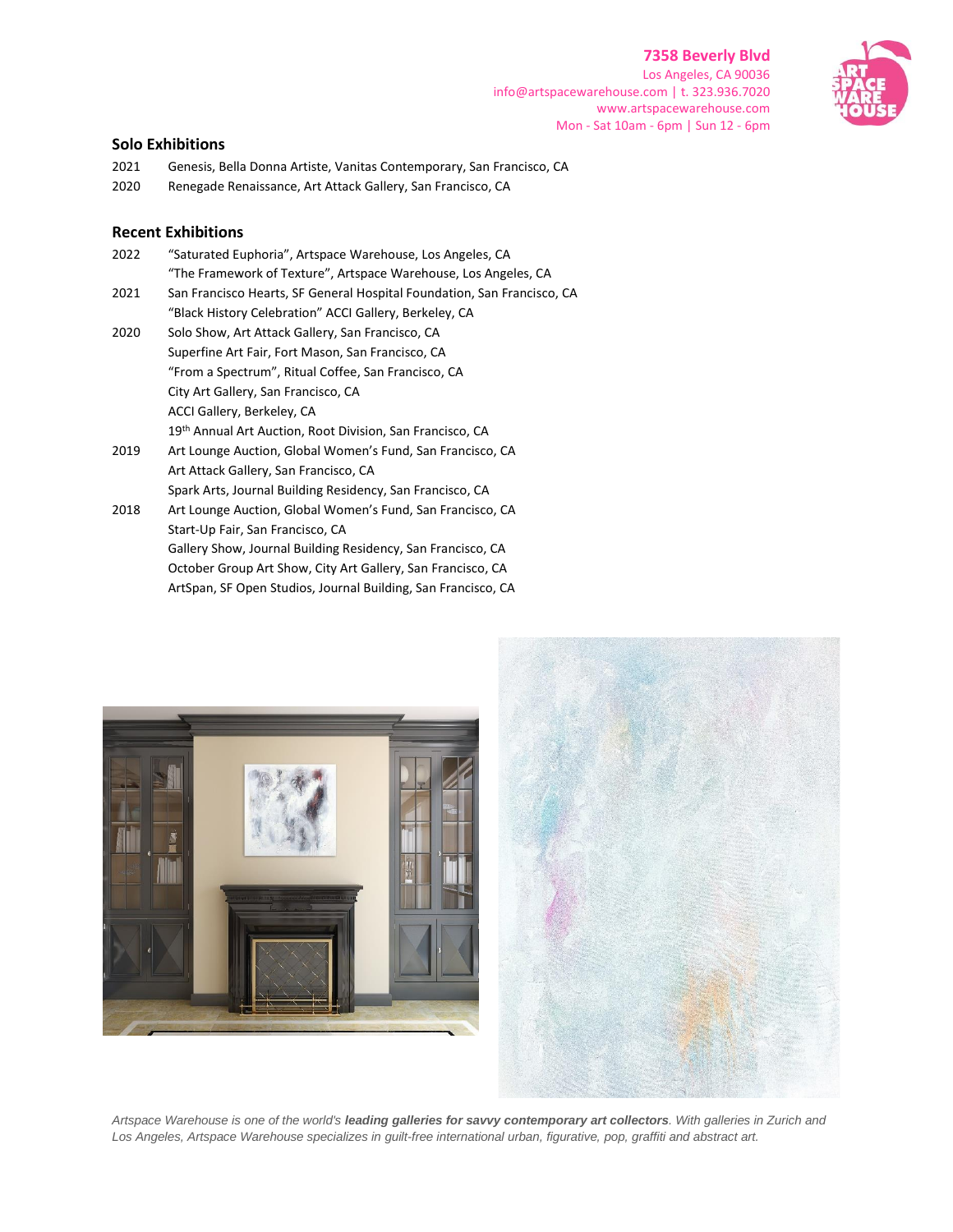**7358 Beverly Blvd**
Los Angeles, CA 90036
info@artspacewarehouse.com | t. 323.936.7020
www.artspacewarehouse.com
Mon - Sat 10am - 6pm | Sun 12 - 6pm

## Solo Exhibitions

| | |
|---|---|
| 2021 | Genesis, Bella Donna Artiste, Vanitas Contemporary, San Francisco, CA |
| 2020 | Renegade Renaissance, Art Attack Gallery, San Francisco, CA |

## Recent Exhibitions

| | |
|---|---|
| 2022 | "Saturated Euphoria", Artspace Warehouse, Los Angeles, CA |
| | "The Framework of Texture", Artspace Warehouse, Los Angeles, CA |
| 2021 | San Francisco Hearts, SF General Hospital Foundation, San Francisco, CA |
| | "Black History Celebration" ACCI Gallery, Berkeley, CA |
| 2020 | Solo Show, Art Attack Gallery, San Francisco, CA |
| | Superfine Art Fair, Fort Mason, San Francisco, CA |
| | "From a Spectrum", Ritual Coffee, San Francisco, CA |
| | City Art Gallery, San Francisco, CA |
| | ACCI Gallery, Berkeley, CA |
| | 19th Annual Art Auction, Root Division, San Francisco, CA |
| 2019 | Art Lounge Auction, Global Women's Fund, San Francisco, CA |
| | Art Attack Gallery, San Francisco, CA |
| | Spark Arts, Journal Building Residency, San Francisco, CA |
| 2018 | Art Lounge Auction, Global Women's Fund, San Francisco, CA |
| | Start-Up Fair, San Francisco, CA |
| | Gallery Show, Journal Building Residency, San Francisco, CA |
| | October Group Art Show, City Art Gallery, San Francisco, CA |
| | ArtSpan, SF Open Studios, Journal Building, San Francisco, CA |

*Artspace Warehouse is one of the world's **leading galleries for savvy contemporary art collectors**. With galleries in Zurich and Los Angeles, Artspace Warehouse specializes in guilt-free international urban, figurative, pop, graffiti and abstract art.*